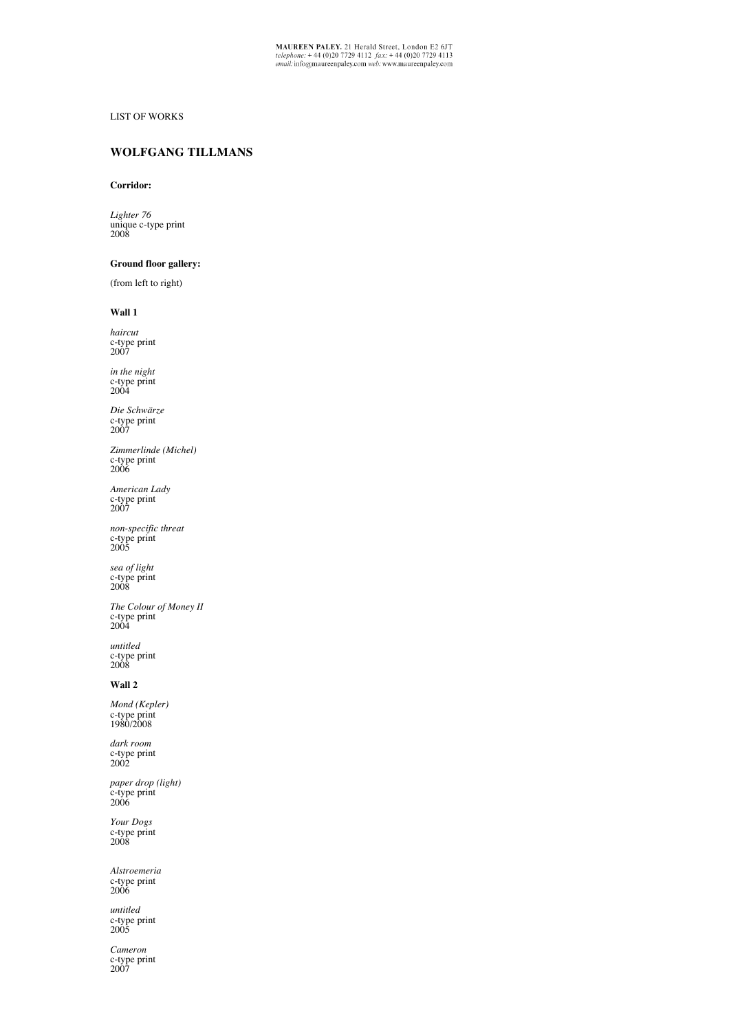**MAUREEN PALEY.** 21 Herald Street, London E2 6JT
*telephone:* + 44 (0)20 7729 4112 *fax:* + 44 (0)20 7729 4113
*email:* info@maureenpaley.com *web:* www.maureenpaley.com

LIST OF WORKS

## WOLFGANG TILLMANS

**Corridor:**

*Lighter 76*
unique c-type print
2008

**Ground floor gallery:**

(from left to right)

**Wall 1**

*haircut*
c-type print
2007

*in the night*
c-type print
2004

*Die Schwärze*
c-type print
2007

*Zimmerlinde (Michel)*
c-type print
2006

*American Lady*
c-type print
2007

*non-specific threat*
c-type print
2005

*sea of light*
c-type print
2008

*The Colour of Money II*
c-type print
2004

*untitled*
c-type print
2008

**Wall 2**

*Mond (Kepler)*
c-type print
1980/2008

*dark room*
c-type print
2002

*paper drop (light)*
c-type print
2006

*Your Dogs*
c-type print
2008

*Alstroemeria*
c-type print
2006

*untitled*
c-type print
2005

*Cameron*
c-type print
2007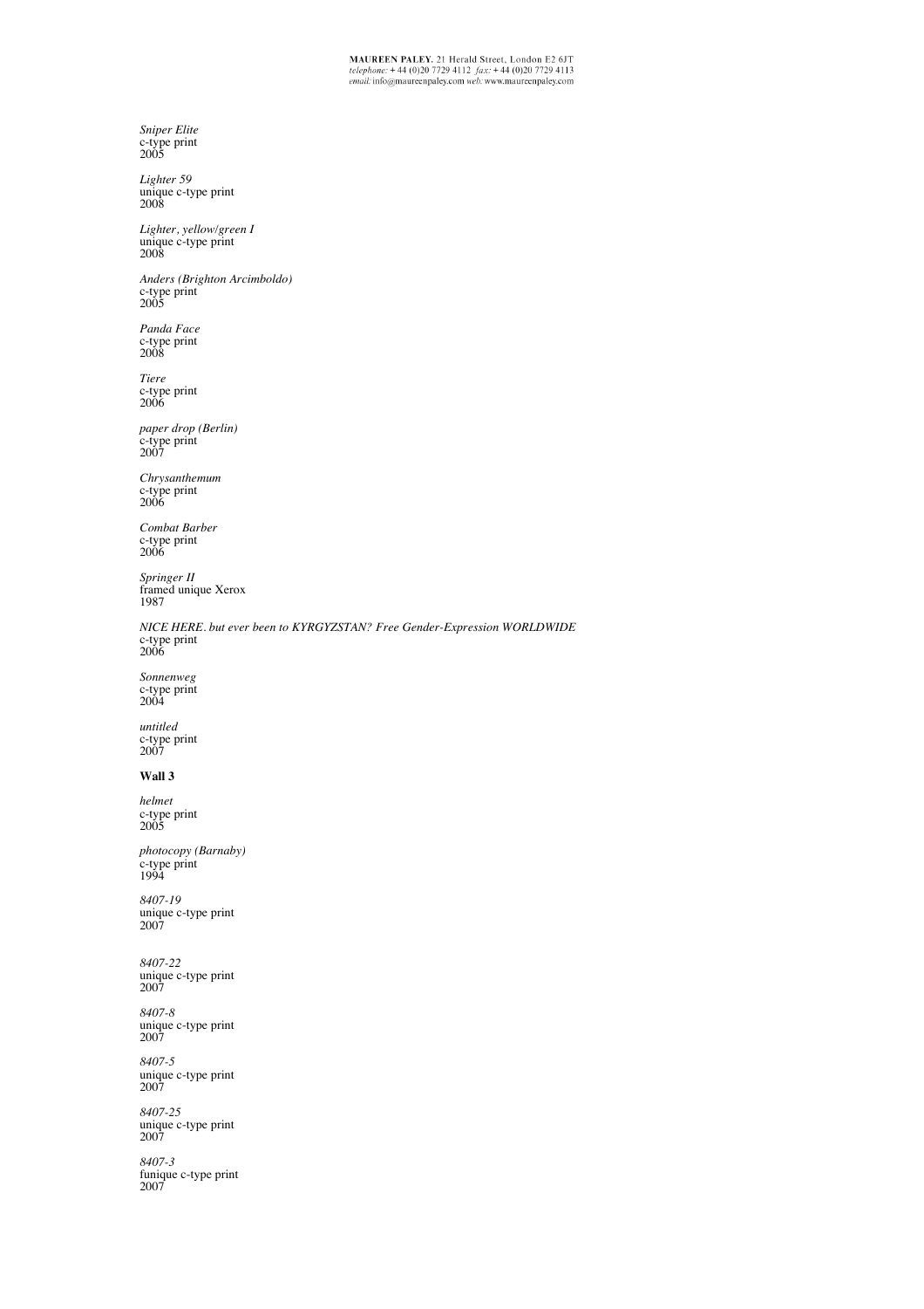*Sniper Elite*
c-type print
2005

*Lighter 59*
unique c-type print
2008

*Lighter, yellow/green I*
unique c-type print
2008

*Anders (Brighton Arcimboldo)*
c-type print
2005

*Panda Face*
c-type print
2008

*Tiere*
c-type print
2006

*paper drop (Berlin)*
c-type print
2007

*Chrysanthemum*
c-type print
2006

*Combat Barber*
c-type print
2006

*Springer II*
framed unique Xerox
1987

*NICE HERE. but ever been to KYRGYZSTAN? Free Gender-Expression WORLDWIDE*
c-type print
2006

*Sonnenweg*
c-type print
2004

*untitled*
c-type print
2007

**Wall 3**

*helmet*
c-type print
2005

*photocopy (Barnaby)*
c-type print
1994

*8407-19*
unique c-type print
2007

*8407-22*
unique c-type print
2007

*8407-8*
unique c-type print
2007

*8407-5*
unique c-type print
2007

*8407-25*
unique c-type print
2007

*8407-3*
funique c-type print
2007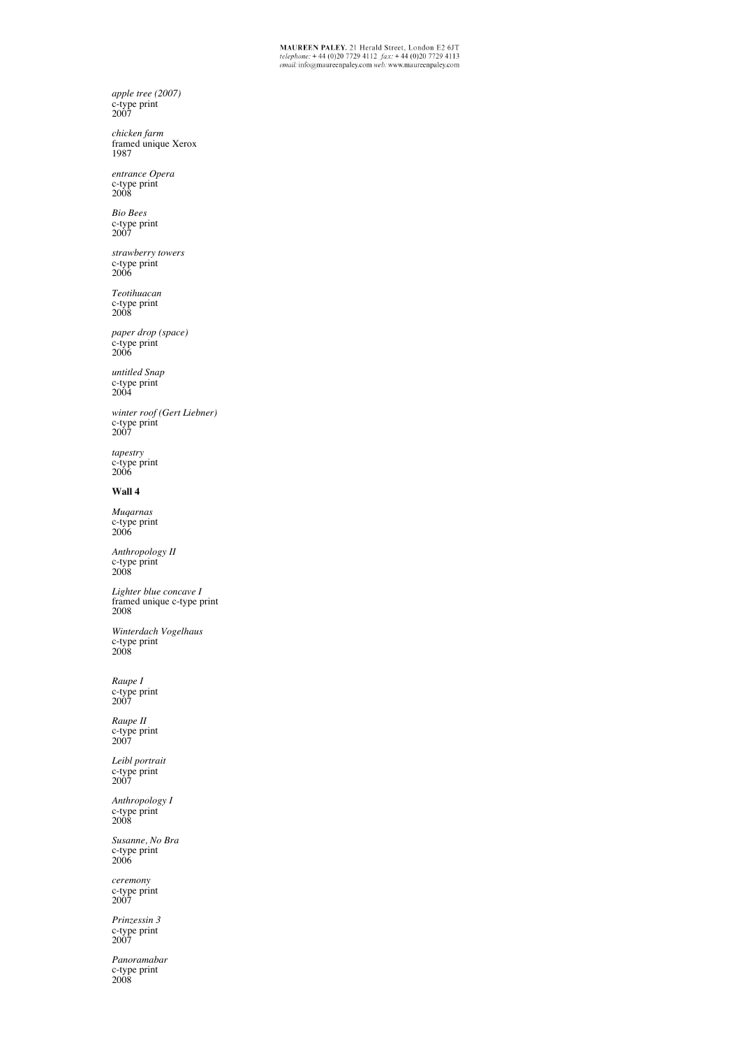*apple tree (2007)*
c-type print
2007

*chicken farm*
framed unique Xerox
1987

*entrance Opera*
c-type print
2008

*Bio Bees*
c-type print
2007

*strawberry towers*
c-type print
2006

*Teotihuacan*
c-type print
2008

*paper drop (space)*
c-type print
2006

*untitled Snap*
c-type print
2004

*winter roof (Gert Liebner)*
c-type print
2007

*tapestry*
c-type print
2006

**Wall 4**

*Muqarnas*
c-type print
2006

*Anthropology II*
c-type print
2008

*Lighter blue concave I*
framed unique c-type print
2008

*Winterdach Vogelhaus*
c-type print
2008

*Raupe I*
c-type print
2007

*Raupe II*
c-type print
2007

*Leibl portrait*
c-type print
2007

*Anthropology I*
c-type print
2008

*Susanne, No Bra*
c-type print
2006

*ceremony*
c-type print
2007

*Prinzessin 3*
c-type print
2007

*Panoramabar*
c-type print
2008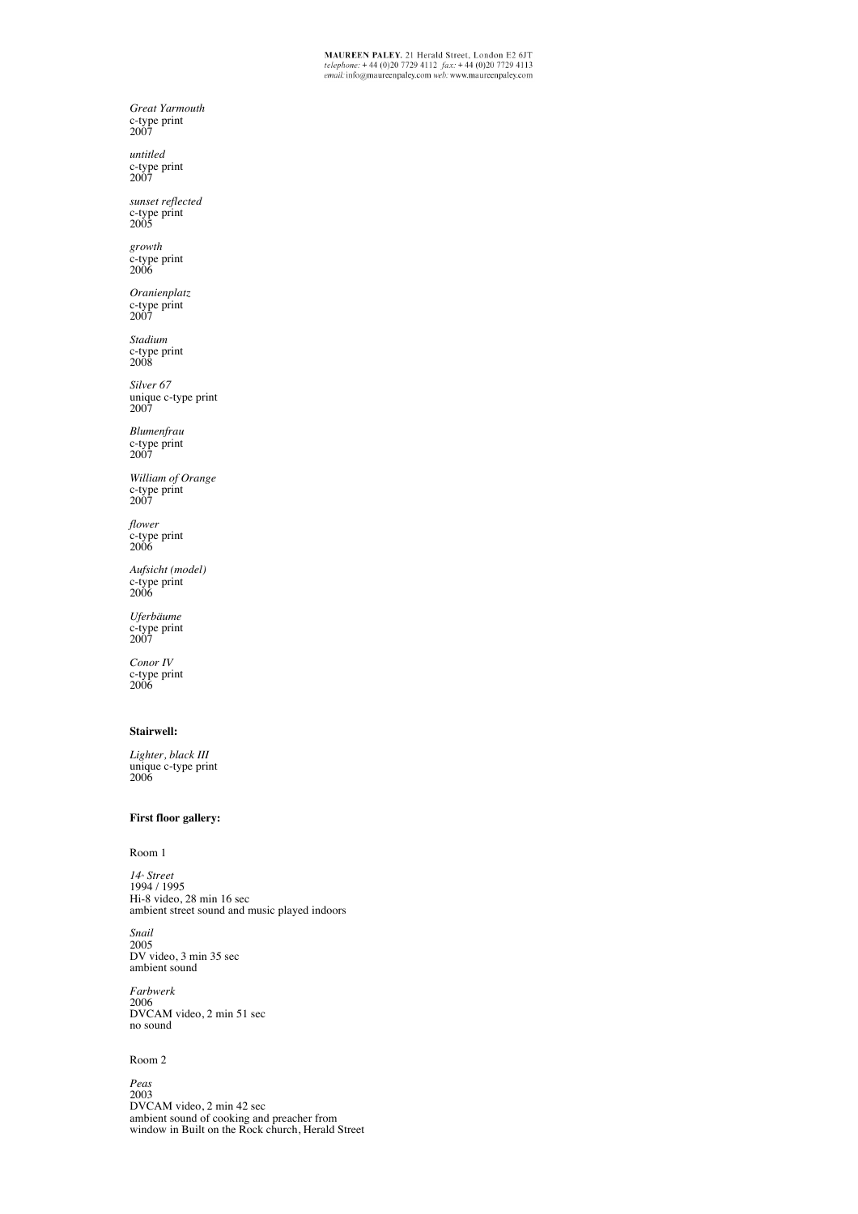*Great Yarmouth*
c-type print
2007

*untitled*
c-type print
2007

*sunset reflected*
c-type print
2005

*growth*
c-type print
2006

*Oranienplatz*
c-type print
2007

*Stadium*
c-type print
2008

*Silver 67*
unique c-type print
2007

*Blumenfrau*
c-type print
2007

*William of Orange*
c-type print
2007

*flower*
c-type print
2006

*Aufsicht (model)*
c-type print
2006

*Uferbäume*
c-type print
2007

*Conor IV*
c-type print
2006

**Stairwell:**

*Lighter, black III*
unique c-type print
2006

**First floor gallery:**

Room 1

*14th Street*
1994 / 1995
Hi-8 video, 28 min 16 sec
ambient street sound and music played indoors

*Snail*
2005
DV video, 3 min 35 sec
ambient sound

*Farbwerk*
2006
DVCAM video, 2 min 51 sec
no sound

Room 2

*Peas*
2003
DVCAM video, 2 min 42 sec
ambient sound of cooking and preacher from
window in Built on the Rock church, Herald Street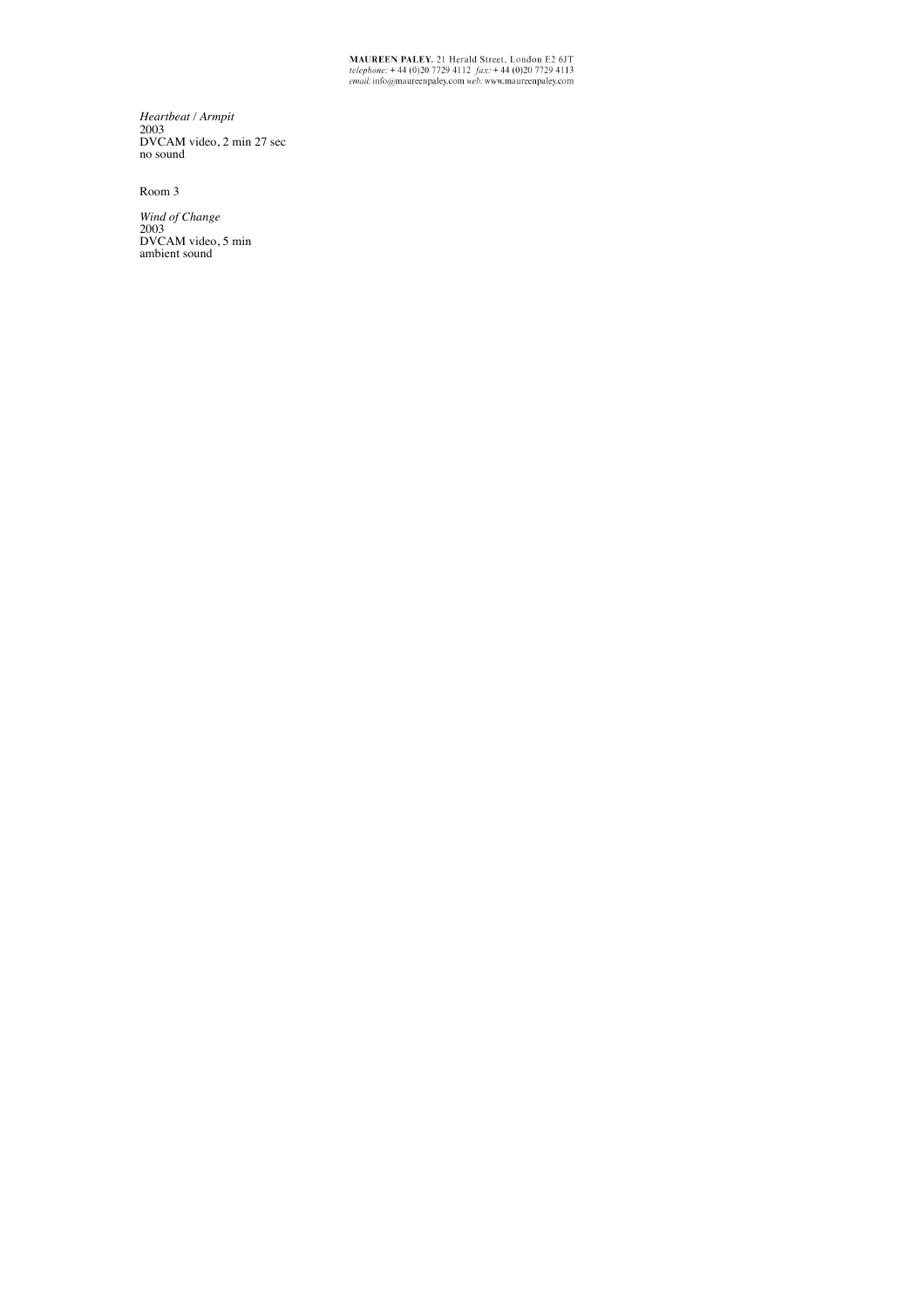*Heartbeat / Armpit*
2003
DVCAM video, 2 min 27 sec
no sound

Room 3

*Wind of Change*
2003
DVCAM video, 5 min
ambient sound